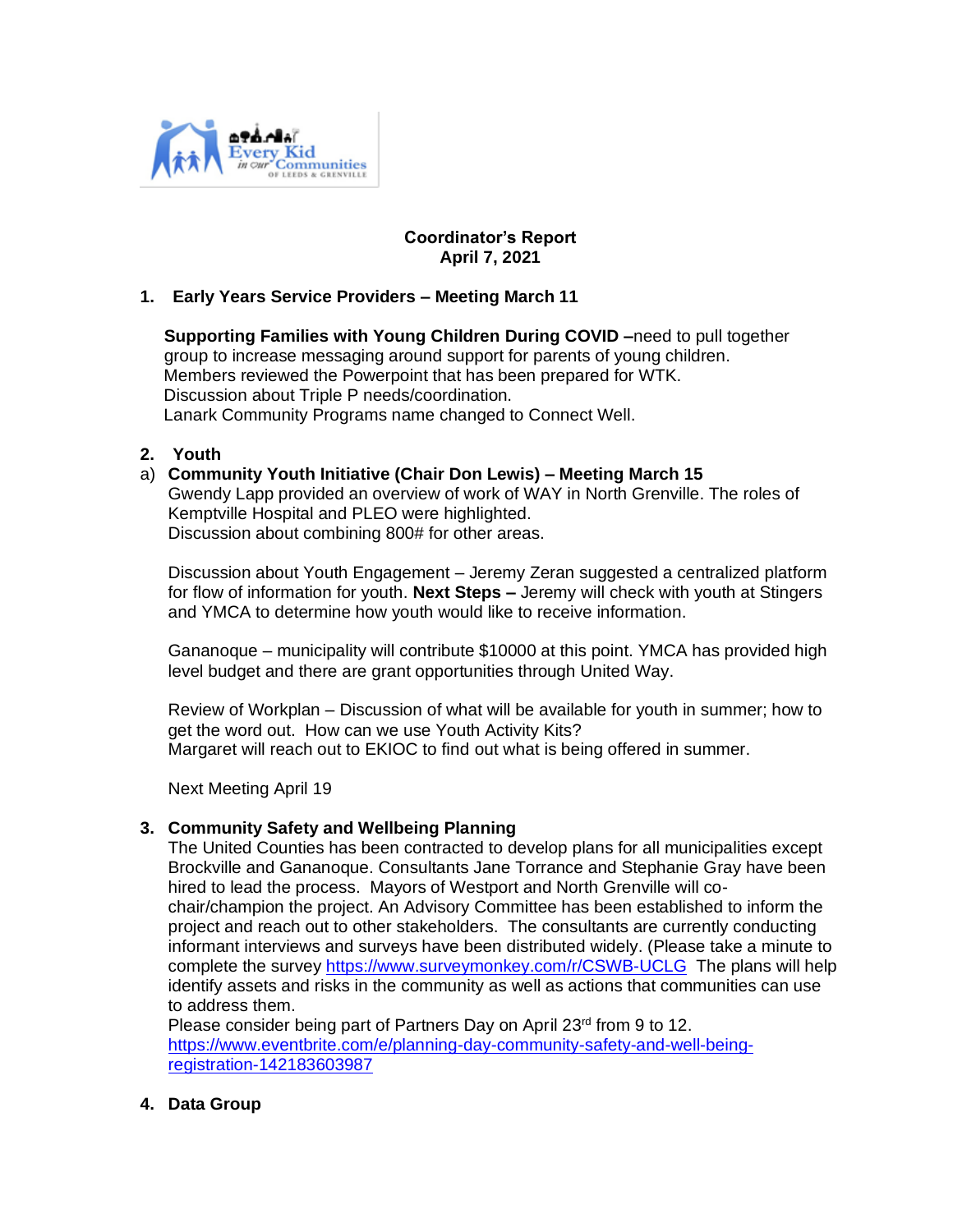**Coordinator's Report**
**April 7, 2021**

1. **Early Years Service Providers – Meeting March 11**

   **Supporting Families with Young Children During COVID –**need to pull together group to increase messaging around support for parents of young children.
   Members reviewed the Powerpoint that has been prepared for WTK.
   Discussion about Triple P needs/coordination.
   Lanark Community Programs name changed to Connect Well.

2. **Youth**

a) **Community Youth Initiative (Chair Don Lewis) – Meeting March 15**
   Gwendy Lapp provided an overview of work of WAY in North Grenville. The roles of Kemptville Hospital and PLEO were highlighted.
   Discussion about combining 800# for other areas.

   Discussion about Youth Engagement – Jeremy Zeran suggested a centralized platform for flow of information for youth. **Next Steps –** Jeremy will check with youth at Stingers and YMCA to determine how youth would like to receive information.

   Gananoque – municipality will contribute $10000 at this point. YMCA has provided high level budget and there are grant opportunities through United Way.

   Review of Workplan – Discussion of what will be available for youth in summer; how to get the word out. How can we use Youth Activity Kits?
   Margaret will reach out to EKIOC to find out what is being offered in summer.

   Next Meeting April 19

3. **Community Safety and Wellbeing Planning**
   The United Counties has been contracted to develop plans for all municipalities except Brockville and Gananoque. Consultants Jane Torrance and Stephanie Gray have been hired to lead the process. Mayors of Westport and North Grenville will co-chair/champion the project. An Advisory Committee has been established to inform the project and reach out to other stakeholders. The consultants are currently conducting informant interviews and surveys have been distributed widely. (Please take a minute to complete the survey https://www.surveymonkey.com/r/CSWB-UCLG The plans will help identify assets and risks in the community as well as actions that communities can use to address them.
   Please consider being part of Partners Day on April 23rd from 9 to 12.
   https://www.eventbrite.com/e/planning-day-community-safety-and-well-being-registration-142183603987

4. **Data Group**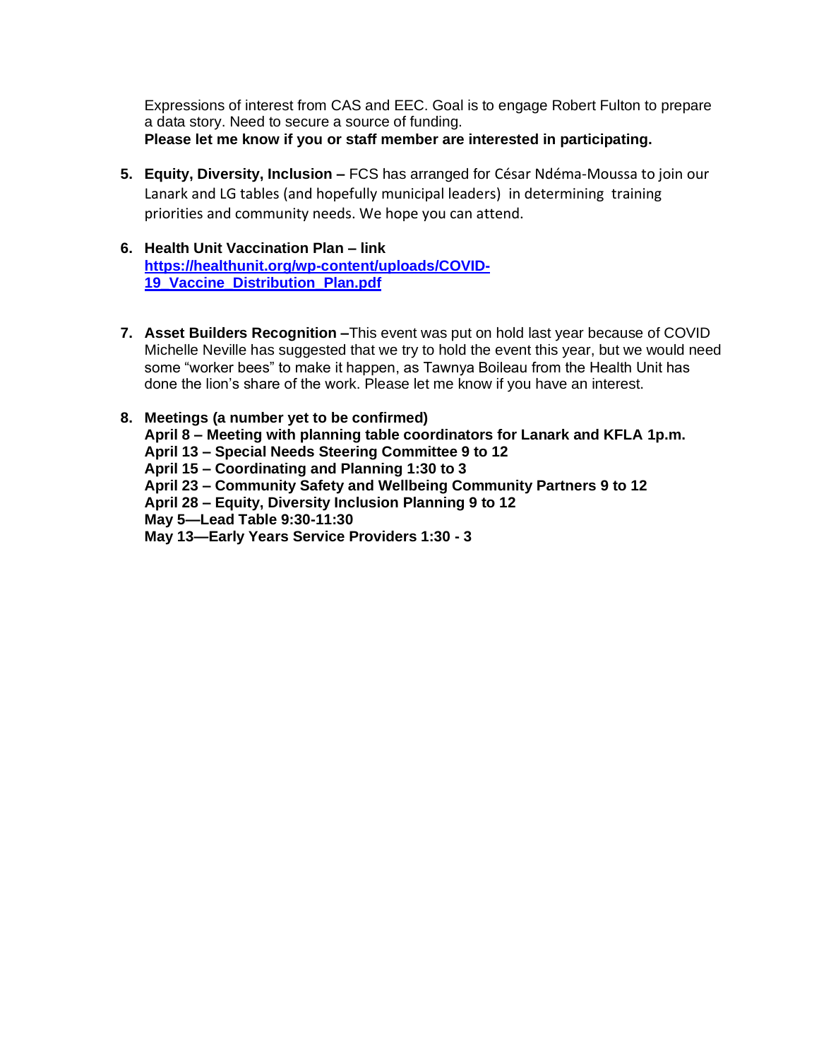Expressions of interest from CAS and EEC. Goal is to engage Robert Fulton to prepare a data story. Need to secure a source of funding.
**Please let me know if you or staff member are interested in participating.**

5. **Equity, Diversity, Inclusion –** FCS has arranged for César Ndéma-Moussa to join our Lanark and LG tables (and hopefully municipal leaders) in determining training priorities and community needs. We hope you can attend.

6. **Health Unit Vaccination Plan – link**
   **[https://healthunit.org/wp-content/uploads/COVID-19_Vaccine_Distribution_Plan.pdf](https://healthunit.org/wp-content/uploads/COVID-19_Vaccine_Distribution_Plan.pdf)**

7. **Asset Builders Recognition –**This event was put on hold last year because of COVID Michelle Neville has suggested that we try to hold the event this year, but we would need some "worker bees" to make it happen, as Tawnya Boileau from the Health Unit has done the lion's share of the work. Please let me know if you have an interest.

8. **Meetings (a number yet to be confirmed)**
   **April 8 – Meeting with planning table coordinators for Lanark and KFLA 1p.m.**
   **April 13 – Special Needs Steering Committee 9 to 12**
   **April 15 – Coordinating and Planning 1:30 to 3**
   **April 23 – Community Safety and Wellbeing Community Partners 9 to 12**
   **April 28 – Equity, Diversity Inclusion Planning 9 to 12**
   **May 5—Lead Table 9:30-11:30**
   **May 13—Early Years Service Providers 1:30 - 3**